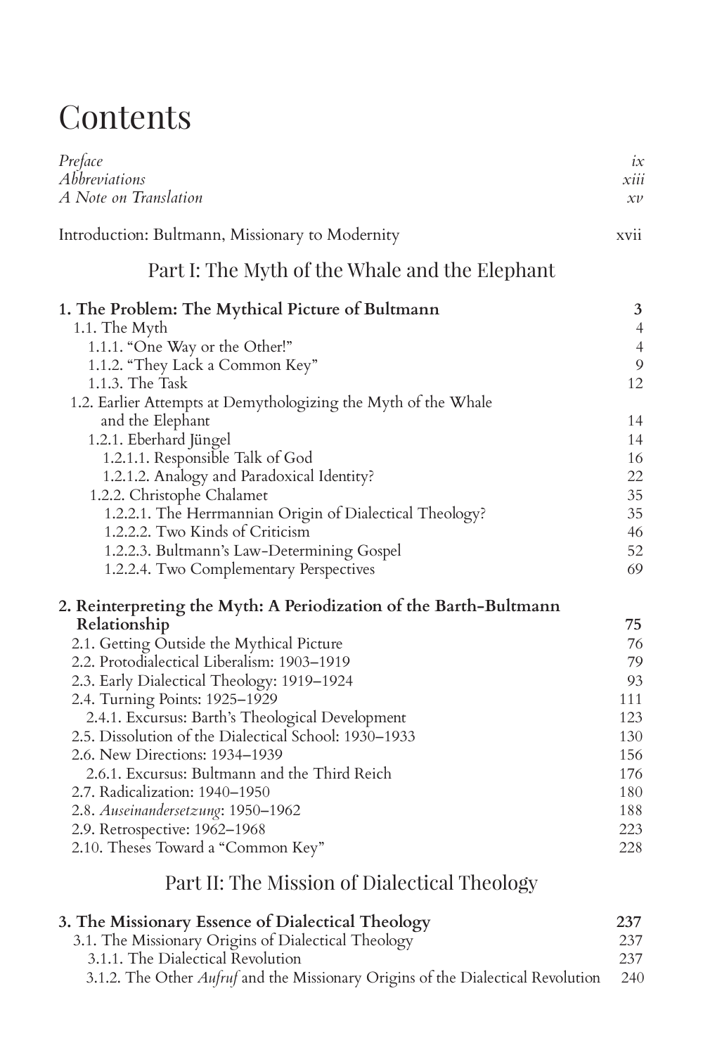# Contents

*Preface* ix
*Abbreviations* xiii
*A Note on Translation* xv

Introduction: Bultmann, Missionary to Modernity xvii

## Part I: The Myth of the Whale and the Elephant

**1. The Problem: The Mythical Picture of Bultmann 3**

- 1.1. The Myth 4
  - 1.1.1. "One Way or the Other!" 4
  - 1.1.2. "They Lack a Common Key" 9
  - 1.1.3. The Task 12
- 1.2. Earlier Attempts at Demythologizing the Myth of the Whale and the Elephant 14
  - 1.2.1. Eberhard Jüngel 14
    - 1.2.1.1. Responsible Talk of God 16
    - 1.2.1.2. Analogy and Paradoxical Identity? 22
  - 1.2.2. Christophe Chalamet 35
    - 1.2.2.1. The Herrmannian Origin of Dialectical Theology? 35
    - 1.2.2.2. Two Kinds of Criticism 46
    - 1.2.2.3. Bultmann's Law-Determining Gospel 52
    - 1.2.2.4. Two Complementary Perspectives 69

**2. Reinterpreting the Myth: A Periodization of the Barth-Bultmann Relationship 75**

- 2.1. Getting Outside the Mythical Picture 76
- 2.2. Protodialectical Liberalism: 1903–1919 79
- 2.3. Early Dialectical Theology: 1919–1924 93
- 2.4. Turning Points: 1925–1929 111
  - 2.4.1. Excursus: Barth's Theological Development 123
- 2.5. Dissolution of the Dialectical School: 1930–1933 130
- 2.6. New Directions: 1934–1939 156
  - 2.6.1. Excursus: Bultmann and the Third Reich 176
- 2.7. Radicalization: 1940–1950 180
- 2.8. *Auseinandersetzung*: 1950–1962 188
- 2.9. Retrospective: 1962–1968 223
- 2.10. Theses Toward a "Common Key" 228

## Part II: The Mission of Dialectical Theology

**3. The Missionary Essence of Dialectical Theology 237**

- 3.1. The Missionary Origins of Dialectical Theology 237
  - 3.1.1. The Dialectical Revolution 237
  - 3.1.2. The Other *Aufruf* and the Missionary Origins of the Dialectical Revolution 240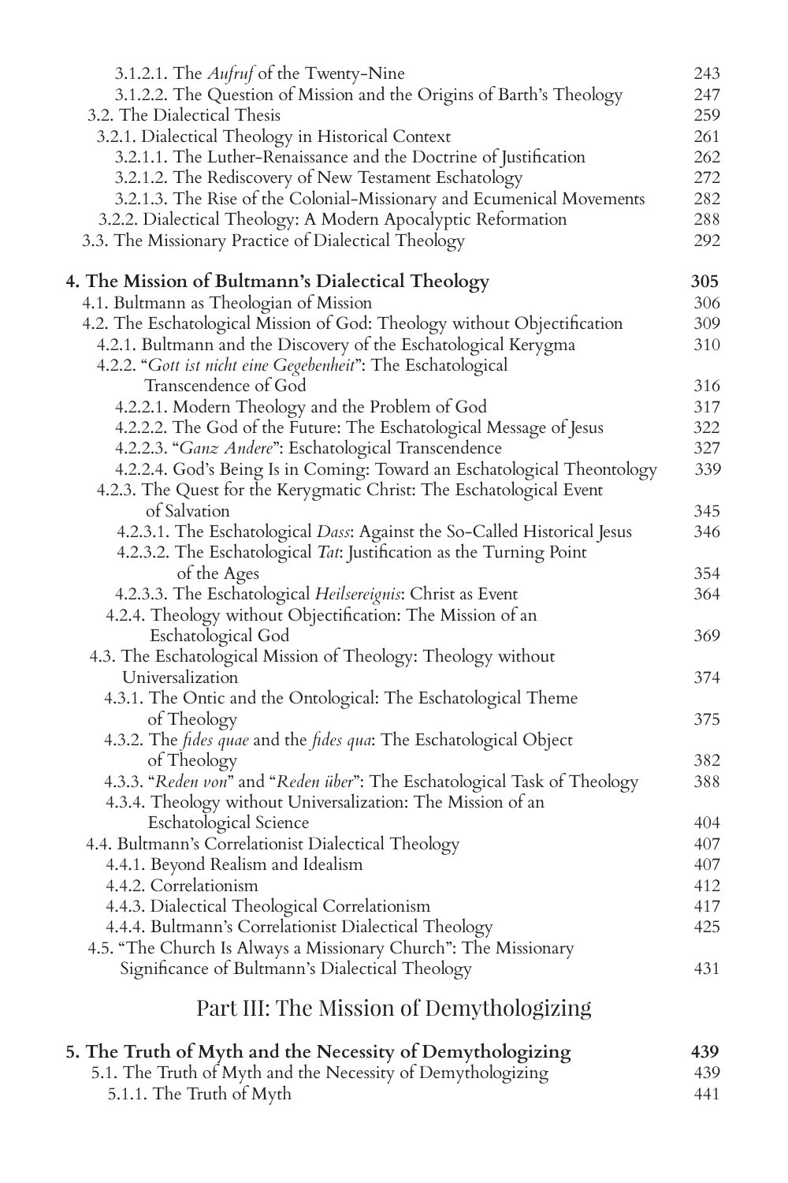3.1.2.1. The *Aufruf* of the Twenty-Nine 243
3.1.2.2. The Question of Mission and the Origins of Barth's Theology 247
3.2. The Dialectical Thesis 259
3.2.1. Dialectical Theology in Historical Context 261
3.2.1.1. The Luther-Renaissance and the Doctrine of Justification 262
3.2.1.2. The Rediscovery of New Testament Eschatology 272
3.2.1.3. The Rise of the Colonial-Missionary and Ecumenical Movements 282
3.2.2. Dialectical Theology: A Modern Apocalyptic Reformation 288
3.3. The Missionary Practice of Dialectical Theology 292

**4. The Mission of Bultmann's Dialectical Theology 305**
4.1. Bultmann as Theologian of Mission 306
4.2. The Eschatological Mission of God: Theology without Objectification 309
4.2.1. Bultmann and the Discovery of the Eschatological Kerygma 310
4.2.2. "*Gott ist nicht eine Gegebenheit*": The Eschatological Transcendence of God 316
4.2.2.1. Modern Theology and the Problem of God 317
4.2.2.2. The God of the Future: The Eschatological Message of Jesus 322
4.2.2.3. "*Ganz Andere*": Eschatological Transcendence 327
4.2.2.4. God's Being Is in Coming: Toward an Eschatological Theontology 339
4.2.3. The Quest for the Kerygmatic Christ: The Eschatological Event of Salvation 345
4.2.3.1. The Eschatological *Dass*: Against the So-Called Historical Jesus 346
4.2.3.2. The Eschatological *Tat*: Justification as the Turning Point of the Ages 354
4.2.3.3. The Eschatological *Heilsereignis*: Christ as Event 364
4.2.4. Theology without Objectification: The Mission of an Eschatological God 369
4.3. The Eschatological Mission of Theology: Theology without Universalization 374
4.3.1. The Ontic and the Ontological: The Eschatological Theme of Theology 375
4.3.2. The *fides quae* and the *fides qua*: The Eschatological Object of Theology 382
4.3.3. "*Reden von*" and "*Reden über*": The Eschatological Task of Theology 388
4.3.4. Theology without Universalization: The Mission of an Eschatological Science 404
4.4. Bultmann's Correlationist Dialectical Theology 407
4.4.1. Beyond Realism and Idealism 407
4.4.2. Correlationism 412
4.4.3. Dialectical Theological Correlationism 417
4.4.4. Bultmann's Correlationist Dialectical Theology 425
4.5. "The Church Is Always a Missionary Church": The Missionary Significance of Bultmann's Dialectical Theology 431

## Part III: The Mission of Demythologizing

**5. The Truth of Myth and the Necessity of Demythologizing 439**
5.1. The Truth of Myth and the Necessity of Demythologizing 439
5.1.1. The Truth of Myth 441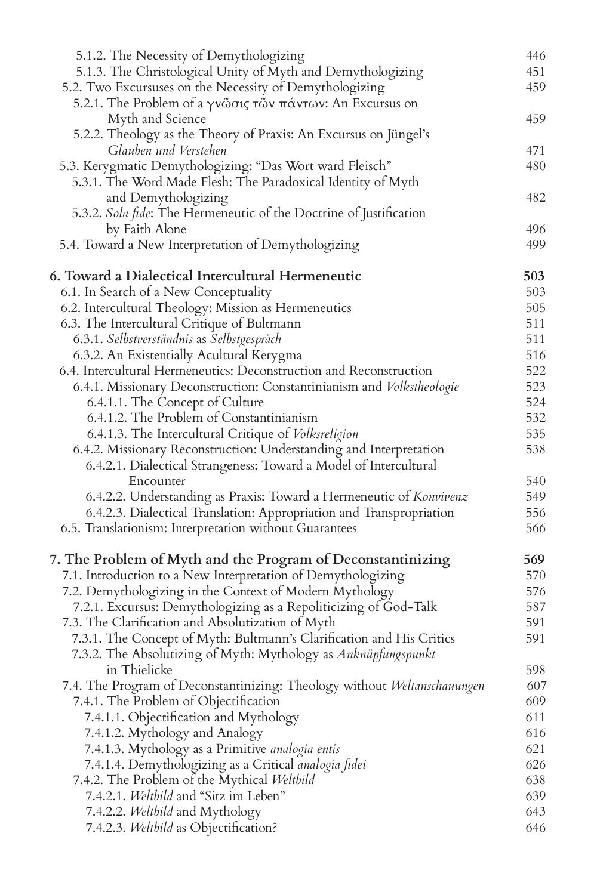5.1.2. The Necessity of Demythologizing 446
5.1.3. The Christological Unity of Myth and Demythologizing 451
5.2. Two Excursuses on the Necessity of Demythologizing 459
5.2.1. The Problem of a γνῶσις τῶν πάντων: An Excursus on Myth and Science 459
5.2.2. Theology as the Theory of Praxis: An Excursus on Jüngel's *Glauben und Verstehen* 471
5.3. Kerygmatic Demythologizing: "Das Wort ward Fleisch" 480
5.3.1. The Word Made Flesh: The Paradoxical Identity of Myth and Demythologizing 482
5.3.2. *Sola fide*: The Hermeneutic of the Doctrine of Justification by Faith Alone 496
5.4. Toward a New Interpretation of Demythologizing 499

**6. Toward a Dialectical Intercultural Hermeneutic 503**
6.1. In Search of a New Conceptuality 503
6.2. Intercultural Theology: Mission as Hermeneutics 505
6.3. The Intercultural Critique of Bultmann 511
6.3.1. *Selbstverständnis* as *Selbstgespräch* 511
6.3.2. An Existentially Acultural Kerygma 516
6.4. Intercultural Hermeneutics: Deconstruction and Reconstruction 522
6.4.1. Missionary Deconstruction: Constantinianism and *Volkstheologie* 523
6.4.1.1. The Concept of Culture 524
6.4.1.2. The Problem of Constantinianism 532
6.4.1.3. The Intercultural Critique of *Volksreligion* 535
6.4.2. Missionary Reconstruction: Understanding and Interpretation 538
6.4.2.1. Dialectical Strangeness: Toward a Model of Intercultural Encounter 540
6.4.2.2. Understanding as Praxis: Toward a Hermeneutic of *Konvivenz* 549
6.4.2.3. Dialectical Translation: Appropriation and Transpropriation 556
6.5. Translationism: Interpretation without Guarantees 566

**7. The Problem of Myth and the Program of Deconstantinizing 569**
7.1. Introduction to a New Interpretation of Demythologizing 570
7.2. Demythologizing in the Context of Modern Mythology 576
7.2.1. Excursus: Demythologizing as a Repoliticizing of God-Talk 587
7.3. The Clarification and Absolutization of Myth 591
7.3.1. The Concept of Myth: Bultmann's Clarification and His Critics 591
7.3.2. The Absolutizing of Myth: Mythology as *Anknüpfungspunkt* in Thielicke 598
7.4. The Program of Deconstantinizing: Theology without *Weltanschauungen* 607
7.4.1. The Problem of Objectification 609
7.4.1.1. Objectification and Mythology 611
7.4.1.2. Mythology and Analogy 616
7.4.1.3. Mythology as a Primitive *analogia entis* 621
7.4.1.4. Demythologizing as a Critical *analogia fidei* 626
7.4.2. The Problem of the Mythical *Weltbild* 638
7.4.2.1. *Weltbild* and "Sitz im Leben" 639
7.4.2.2. *Weltbild* and Mythology 643
7.4.2.3. *Weltbild* as Objectification? 646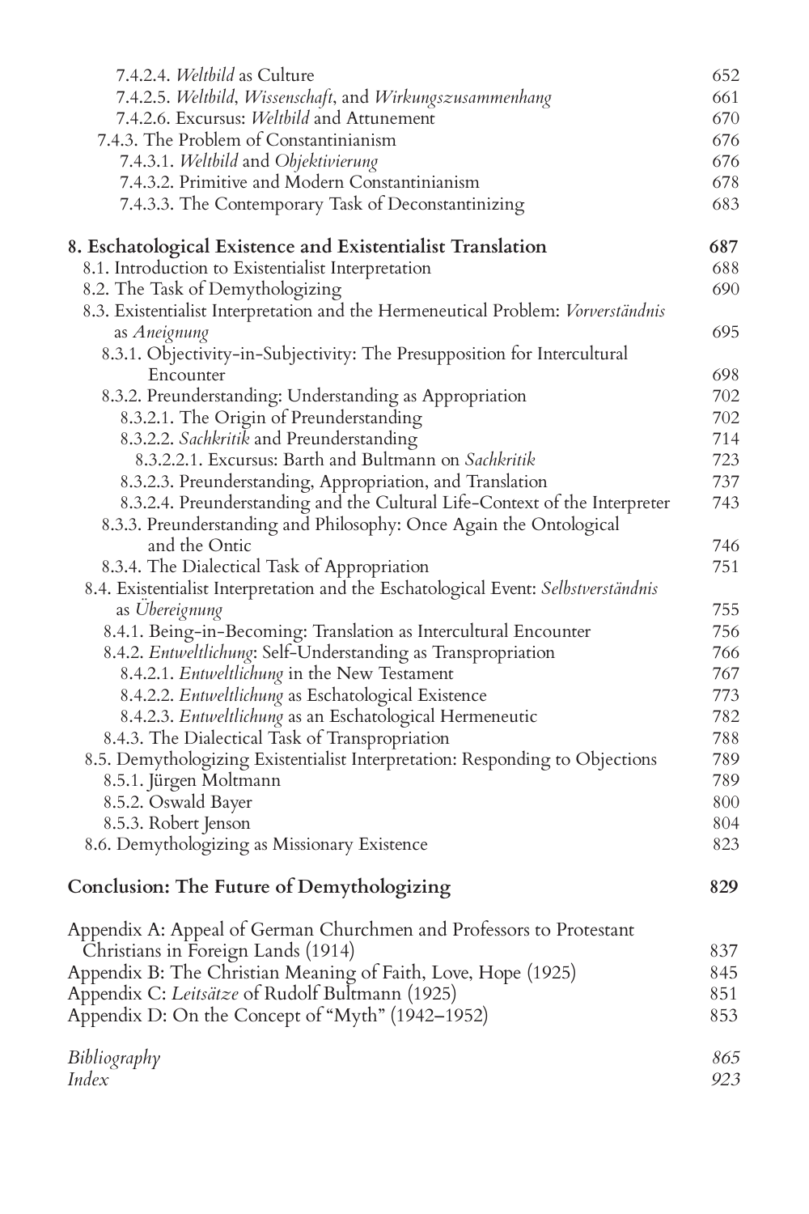7.4.2.4. *Weltbild* as Culture 652
7.4.2.5. *Weltbild*, *Wissenschaft*, and *Wirkungszusammenhang* 661
7.4.2.6. Excursus: *Weltbild* and Attunement 670
7.4.3. The Problem of Constantinianism 676
7.4.3.1. *Weltbild* and *Objektivierung* 676
7.4.3.2. Primitive and Modern Constantinianism 678
7.4.3.3. The Contemporary Task of Deconstantinizing 683

**8. Eschatological Existence and Existentialist Translation 687**
8.1. Introduction to Existentialist Interpretation 688
8.2. The Task of Demythologizing 690
8.3. Existentialist Interpretation and the Hermeneutical Problem: *Vorverständnis* as *Aneignung* 695
8.3.1. Objectivity-in-Subjectivity: The Presupposition for Intercultural Encounter 698
8.3.2. Preunderstanding: Understanding as Appropriation 702
8.3.2.1. The Origin of Preunderstanding 702
8.3.2.2. *Sachkritik* and Preunderstanding 714
8.3.2.2.1. Excursus: Barth and Bultmann on *Sachkritik* 723
8.3.2.3. Preunderstanding, Appropriation, and Translation 737
8.3.2.4. Preunderstanding and the Cultural Life-Context of the Interpreter 743
8.3.3. Preunderstanding and Philosophy: Once Again the Ontological and the Ontic 746
8.3.4. The Dialectical Task of Appropriation 751
8.4. Existentialist Interpretation and the Eschatological Event: *Selbstverständnis* as *Übereignung* 755
8.4.1. Being-in-Becoming: Translation as Intercultural Encounter 756
8.4.2. *Entweltlichung*: Self-Understanding as Transpropriation 766
8.4.2.1. *Entweltlichung* in the New Testament 767
8.4.2.2. *Entweltlichung* as Eschatological Existence 773
8.4.2.3. *Entweltlichung* as an Eschatological Hermeneutic 782
8.4.3. The Dialectical Task of Transpropriation 788
8.5. Demythologizing Existentialist Interpretation: Responding to Objections 789
8.5.1. Jürgen Moltmann 789
8.5.2. Oswald Bayer 800
8.5.3. Robert Jenson 804
8.6. Demythologizing as Missionary Existence 823

**Conclusion: The Future of Demythologizing 829**

Appendix A: Appeal of German Churchmen and Professors to Protestant Christians in Foreign Lands (1914) 837
Appendix B: The Christian Meaning of Faith, Love, Hope (1925) 845
Appendix C: *Leitsätze* of Rudolf Bultmann (1925) 851
Appendix D: On the Concept of "Myth" (1942–1952) 853

*Bibliography 865*
*Index 923*